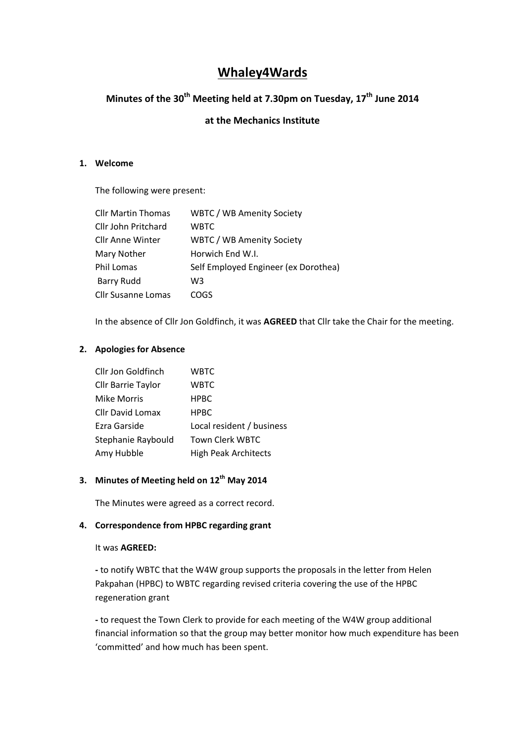# Whaley4Wards

## Minutes of the 30th Meeting held at 7.30pm on Tuesday, 17th June 2014

## at the Mechanics Institute

### 1. Welcome

The following were present:

| | |
|---|---|
| Cllr Martin Thomas | WBTC / WB Amenity Society |
| Cllr John Pritchard | WBTC |
| Cllr Anne Winter | WBTC / WB Amenity Society |
| Mary Nother | Horwich End W.I. |
| Phil Lomas | Self Employed Engineer (ex Dorothea) |
| Barry Rudd | W3 |
| Cllr Susanne Lomas | COGS |

In the absence of Cllr Jon Goldfinch, it was **AGREED** that Cllr take the Chair for the meeting.

### 2. Apologies for Absence

| | |
|---|---|
| Cllr Jon Goldfinch | WBTC |
| Cllr Barrie Taylor | WBTC |
| Mike Morris | HPBC |
| Cllr David Lomax | HPBC |
| Ezra Garside | Local resident / business |
| Stephanie Raybould | Town Clerk WBTC |
| Amy Hubble | High Peak Architects |

### 3. Minutes of Meeting held on 12th May 2014

The Minutes were agreed as a correct record.

### 4. Correspondence from HPBC regarding grant

It was **AGREED:**

**-** to notify WBTC that the W4W group supports the proposals in the letter from Helen Pakpahan (HPBC) to WBTC regarding revised criteria covering the use of the HPBC regeneration grant

**-** to request the Town Clerk to provide for each meeting of the W4W group additional financial information so that the group may better monitor how much expenditure has been 'committed' and how much has been spent.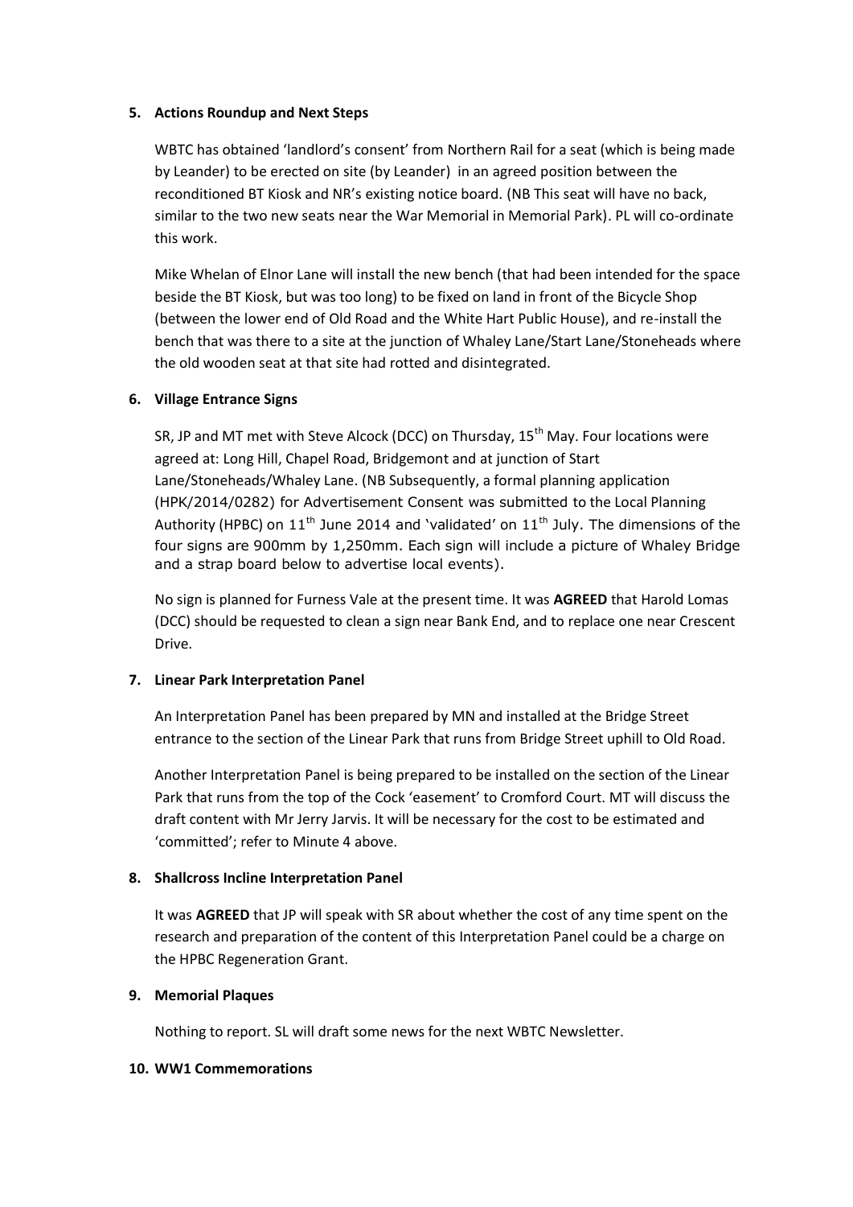**5. Actions Roundup and Next Steps**

WBTC has obtained 'landlord's consent' from Northern Rail for a seat (which is being made by Leander) to be erected on site (by Leander) in an agreed position between the reconditioned BT Kiosk and NR's existing notice board. (NB This seat will have no back, similar to the two new seats near the War Memorial in Memorial Park). PL will co-ordinate this work.

Mike Whelan of Elnor Lane will install the new bench (that had been intended for the space beside the BT Kiosk, but was too long) to be fixed on land in front of the Bicycle Shop (between the lower end of Old Road and the White Hart Public House), and re-install the bench that was there to a site at the junction of Whaley Lane/Start Lane/Stoneheads where the old wooden seat at that site had rotted and disintegrated.

**6. Village Entrance Signs**

SR, JP and MT met with Steve Alcock (DCC) on Thursday, 15th May. Four locations were agreed at: Long Hill, Chapel Road, Bridgemont and at junction of Start Lane/Stoneheads/Whaley Lane. (NB Subsequently, a formal planning application (HPK/2014/0282) for Advertisement Consent was submitted to the Local Planning Authority (HPBC) on 11th June 2014 and 'validated' on 11th July. The dimensions of the four signs are 900mm by 1,250mm. Each sign will include a picture of Whaley Bridge and a strap board below to advertise local events).

No sign is planned for Furness Vale at the present time. It was **AGREED** that Harold Lomas (DCC) should be requested to clean a sign near Bank End, and to replace one near Crescent Drive.

**7. Linear Park Interpretation Panel**

An Interpretation Panel has been prepared by MN and installed at the Bridge Street entrance to the section of the Linear Park that runs from Bridge Street uphill to Old Road.

Another Interpretation Panel is being prepared to be installed on the section of the Linear Park that runs from the top of the Cock 'easement' to Cromford Court. MT will discuss the draft content with Mr Jerry Jarvis. It will be necessary for the cost to be estimated and 'committed'; refer to Minute 4 above.

**8. Shallcross Incline Interpretation Panel**

It was **AGREED** that JP will speak with SR about whether the cost of any time spent on the research and preparation of the content of this Interpretation Panel could be a charge on the HPBC Regeneration Grant.

**9. Memorial Plaques**

Nothing to report. SL will draft some news for the next WBTC Newsletter.

**10. WW1 Commemorations**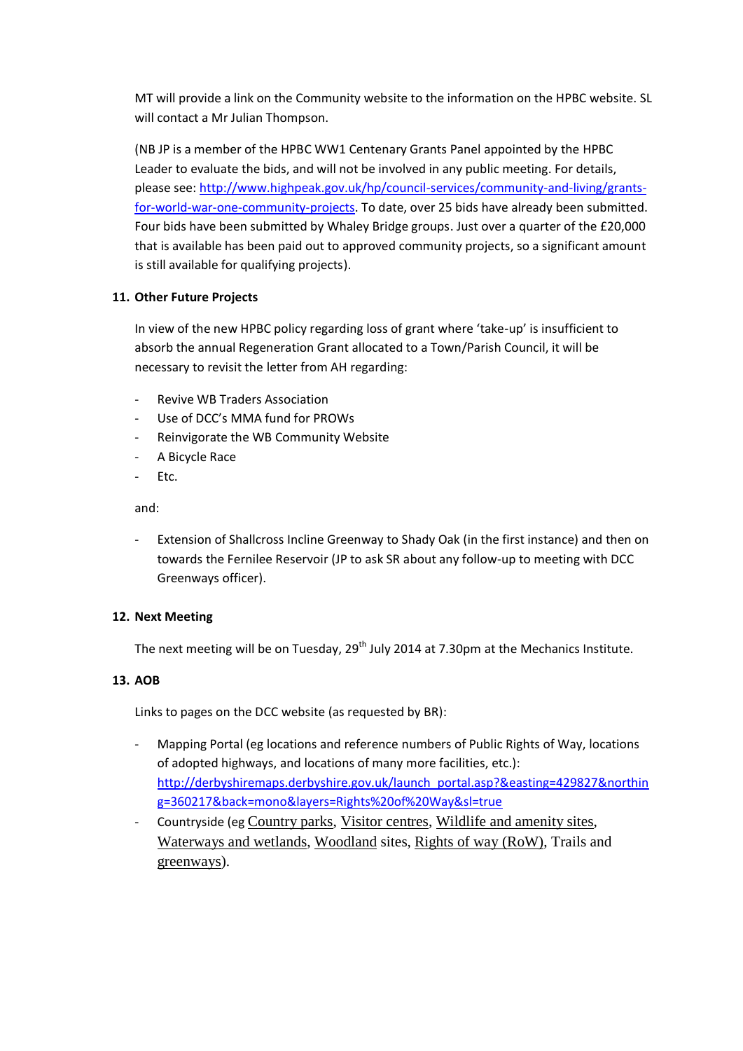MT will provide a link on the Community website to the information on the HPBC website. SL will contact a Mr Julian Thompson.

(NB JP is a member of the HPBC WW1 Centenary Grants Panel appointed by the HPBC Leader to evaluate the bids, and will not be involved in any public meeting. For details, please see: http://www.highpeak.gov.uk/hp/council-services/community-and-living/grants-for-world-war-one-community-projects. To date, over 25 bids have already been submitted. Four bids have been submitted by Whaley Bridge groups. Just over a quarter of the £20,000 that is available has been paid out to approved community projects, so a significant amount is still available for qualifying projects).

**11. Other Future Projects**

In view of the new HPBC policy regarding loss of grant where 'take-up' is insufficient to absorb the annual Regeneration Grant allocated to a Town/Parish Council, it will be necessary to revisit the letter from AH regarding:

- Revive WB Traders Association
- Use of DCC's MMA fund for PROWs
- Reinvigorate the WB Community Website
- A Bicycle Race
- Etc.

and:

- Extension of Shallcross Incline Greenway to Shady Oak (in the first instance) and then on towards the Fernilee Reservoir (JP to ask SR about any follow-up to meeting with DCC Greenways officer).

**12. Next Meeting**

The next meeting will be on Tuesday, 29th July 2014 at 7.30pm at the Mechanics Institute.

**13. AOB**

Links to pages on the DCC website (as requested by BR):

- Mapping Portal (eg locations and reference numbers of Public Rights of Way, locations of adopted highways, and locations of many more facilities, etc.): http://derbyshiremaps.derbyshire.gov.uk/launch_portal.asp?easting=429827&northing=360217&back=mono&layers=Rights%20of%20Way&sl=true
- Countryside (eg Country parks, Visitor centres, Wildlife and amenity sites, Waterways and wetlands, Woodland sites, Rights of way (RoW), Trails and greenways).